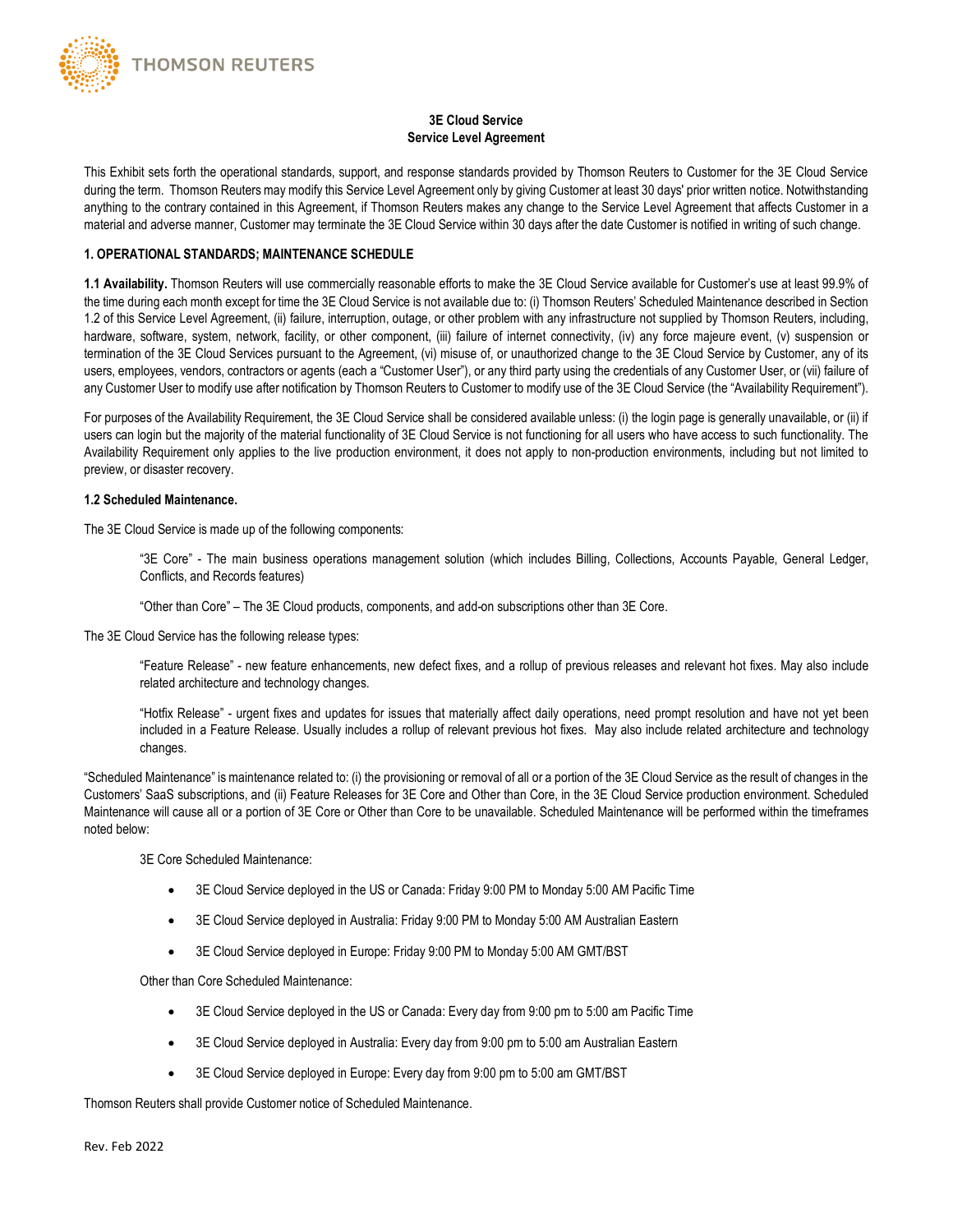**3E Cloud Service**
**Service Level Agreement**

This Exhibit sets forth the operational standards, support, and response standards provided by Thomson Reuters to Customer for the 3E Cloud Service during the term. Thomson Reuters may modify this Service Level Agreement only by giving Customer at least 30 days' prior written notice. Notwithstanding anything to the contrary contained in this Agreement, if Thomson Reuters makes any change to the Service Level Agreement that affects Customer in a material and adverse manner, Customer may terminate the 3E Cloud Service within 30 days after the date Customer is notified in writing of such change.

## 1. OPERATIONAL STANDARDS; MAINTENANCE SCHEDULE

**1.1 Availability.** Thomson Reuters will use commercially reasonable efforts to make the 3E Cloud Service available for Customer's use at least 99.9% of the time during each month except for time the 3E Cloud Service is not available due to: (i) Thomson Reuters' Scheduled Maintenance described in Section 1.2 of this Service Level Agreement, (ii) failure, interruption, outage, or other problem with any infrastructure not supplied by Thomson Reuters, including, hardware, software, system, network, facility, or other component, (iii) failure of internet connectivity, (iv) any force majeure event, (v) suspension or termination of the 3E Cloud Services pursuant to the Agreement, (vi) misuse of, or unauthorized change to the 3E Cloud Service by Customer, any of its users, employees, vendors, contractors or agents (each a "Customer User"), or any third party using the credentials of any Customer User, or (vii) failure of any Customer User to modify use after notification by Thomson Reuters to Customer to modify use of the 3E Cloud Service (the "Availability Requirement").

For purposes of the Availability Requirement, the 3E Cloud Service shall be considered available unless: (i) the login page is generally unavailable, or (ii) if users can login but the majority of the material functionality of 3E Cloud Service is not functioning for all users who have access to such functionality. The Availability Requirement only applies to the live production environment, it does not apply to non-production environments, including but not limited to preview, or disaster recovery.

**1.2 Scheduled Maintenance.**

The 3E Cloud Service is made up of the following components:

> "3E Core" - The main business operations management solution (which includes Billing, Collections, Accounts Payable, General Ledger, Conflicts, and Records features)
>
> "Other than Core" – The 3E Cloud products, components, and add-on subscriptions other than 3E Core.

The 3E Cloud Service has the following release types:

> "Feature Release" - new feature enhancements, new defect fixes, and a rollup of previous releases and relevant hot fixes. May also include related architecture and technology changes.
>
> "Hotfix Release" - urgent fixes and updates for issues that materially affect daily operations, need prompt resolution and have not yet been included in a Feature Release. Usually includes a rollup of relevant previous hot fixes. May also include related architecture and technology changes.

"Scheduled Maintenance" is maintenance related to: (i) the provisioning or removal of all or a portion of the 3E Cloud Service as the result of changes in the Customers' SaaS subscriptions, and (ii) Feature Releases for 3E Core and Other than Core, in the 3E Cloud Service production environment. Scheduled Maintenance will cause all or a portion of 3E Core or Other than Core to be unavailable. Scheduled Maintenance will be performed within the timeframes noted below:

3E Core Scheduled Maintenance:

- 3E Cloud Service deployed in the US or Canada: Friday 9:00 PM to Monday 5:00 AM Pacific Time
- 3E Cloud Service deployed in Australia: Friday 9:00 PM to Monday 5:00 AM Australian Eastern
- 3E Cloud Service deployed in Europe: Friday 9:00 PM to Monday 5:00 AM GMT/BST

Other than Core Scheduled Maintenance:

- 3E Cloud Service deployed in the US or Canada: Every day from 9:00 pm to 5:00 am Pacific Time
- 3E Cloud Service deployed in Australia: Every day from 9:00 pm to 5:00 am Australian Eastern
- 3E Cloud Service deployed in Europe: Every day from 9:00 pm to 5:00 am GMT/BST

Thomson Reuters shall provide Customer notice of Scheduled Maintenance.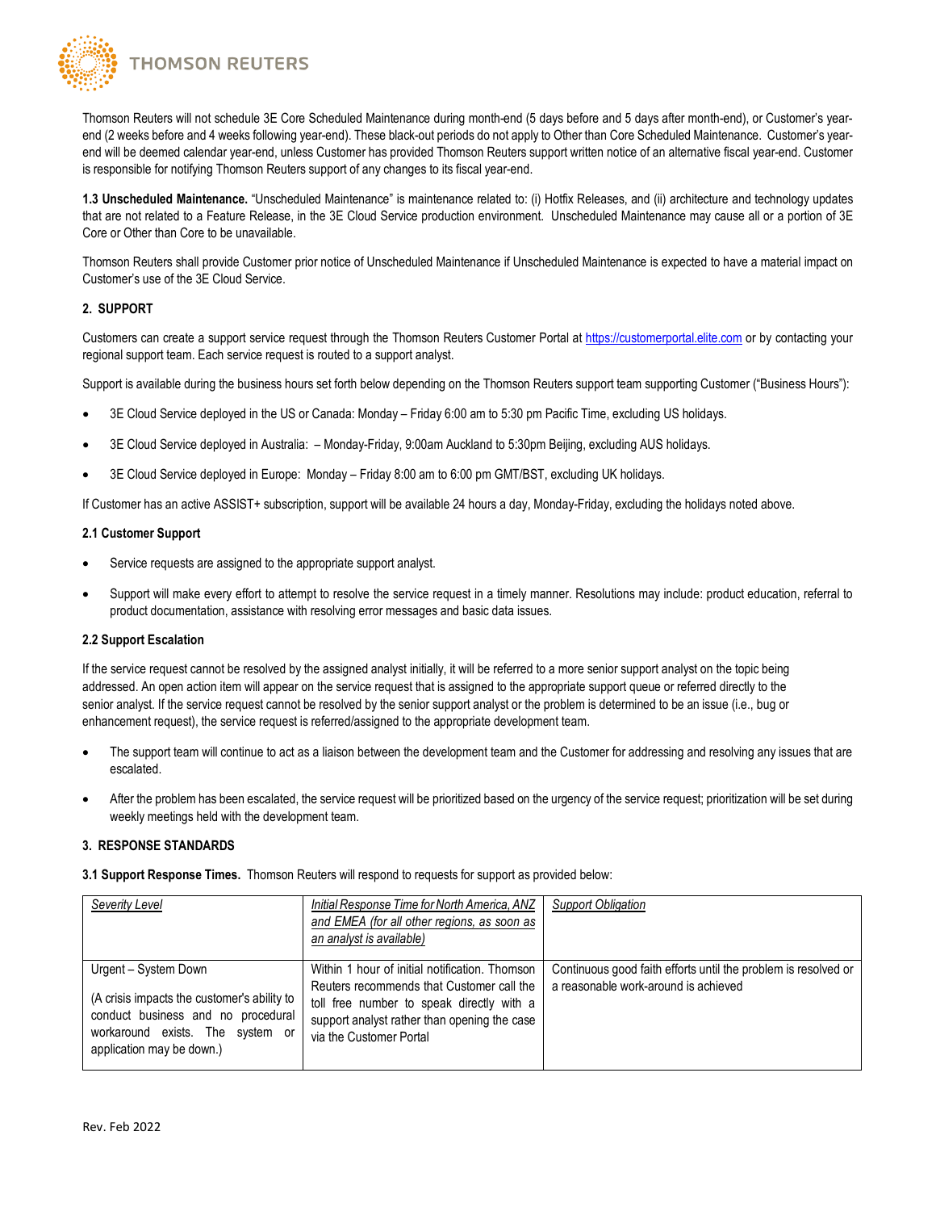Thomson Reuters will not schedule 3E Core Scheduled Maintenance during month-end (5 days before and 5 days after month-end), or Customer's year-end (2 weeks before and 4 weeks following year-end). These black-out periods do not apply to Other than Core Scheduled Maintenance. Customer's year-end will be deemed calendar year-end, unless Customer has provided Thomson Reuters support written notice of an alternative fiscal year-end. Customer is responsible for notifying Thomson Reuters support of any changes to its fiscal year-end.

**1.3 Unscheduled Maintenance.** "Unscheduled Maintenance" is maintenance related to: (i) Hotfix Releases, and (ii) architecture and technology updates that are not related to a Feature Release, in the 3E Cloud Service production environment. Unscheduled Maintenance may cause all or a portion of 3E Core or Other than Core to be unavailable.

Thomson Reuters shall provide Customer prior notice of Unscheduled Maintenance if Unscheduled Maintenance is expected to have a material impact on Customer's use of the 3E Cloud Service.

## 2. SUPPORT

Customers can create a support service request through the Thomson Reuters Customer Portal at https://customerportal.elite.com or by contacting your regional support team. Each service request is routed to a support analyst.

Support is available during the business hours set forth below depending on the Thomson Reuters support team supporting Customer ("Business Hours"):

- 3E Cloud Service deployed in the US or Canada: Monday – Friday 6:00 am to 5:30 pm Pacific Time, excluding US holidays.
- 3E Cloud Service deployed in Australia: – Monday-Friday, 9:00am Auckland to 5:30pm Beijing, excluding AUS holidays.
- 3E Cloud Service deployed in Europe: Monday – Friday 8:00 am to 6:00 pm GMT/BST, excluding UK holidays.

If Customer has an active ASSIST+ subscription, support will be available 24 hours a day, Monday-Friday, excluding the holidays noted above.

### 2.1 Customer Support

- Service requests are assigned to the appropriate support analyst.
- Support will make every effort to attempt to resolve the service request in a timely manner. Resolutions may include: product education, referral to product documentation, assistance with resolving error messages and basic data issues.

### 2.2 Support Escalation

If the service request cannot be resolved by the assigned analyst initially, it will be referred to a more senior support analyst on the topic being addressed. An open action item will appear on the service request that is assigned to the appropriate support queue or referred directly to the senior analyst. If the service request cannot be resolved by the senior support analyst or the problem is determined to be an issue (i.e., bug or enhancement request), the service request is referred/assigned to the appropriate development team.

- The support team will continue to act as a liaison between the development team and the Customer for addressing and resolving any issues that are escalated.
- After the problem has been escalated, the service request will be prioritized based on the urgency of the service request; prioritization will be set during weekly meetings held with the development team.

## 3. RESPONSE STANDARDS

**3.1 Support Response Times.** Thomson Reuters will respond to requests for support as provided below:

| *Severity Level* | *Initial Response Time for North America, ANZ and EMEA (for all other regions, as soon as an analyst is available)* | *Support Obligation* |
|---|---|---|
| Urgent – System Down<br><br>(A crisis impacts the customer's ability to conduct business and no procedural workaround exists. The system or application may be down.) | Within 1 hour of initial notification. Thomson Reuters recommends that Customer call the toll free number to speak directly with a support analyst rather than opening the case via the Customer Portal | Continuous good faith efforts until the problem is resolved or a reasonable work-around is achieved |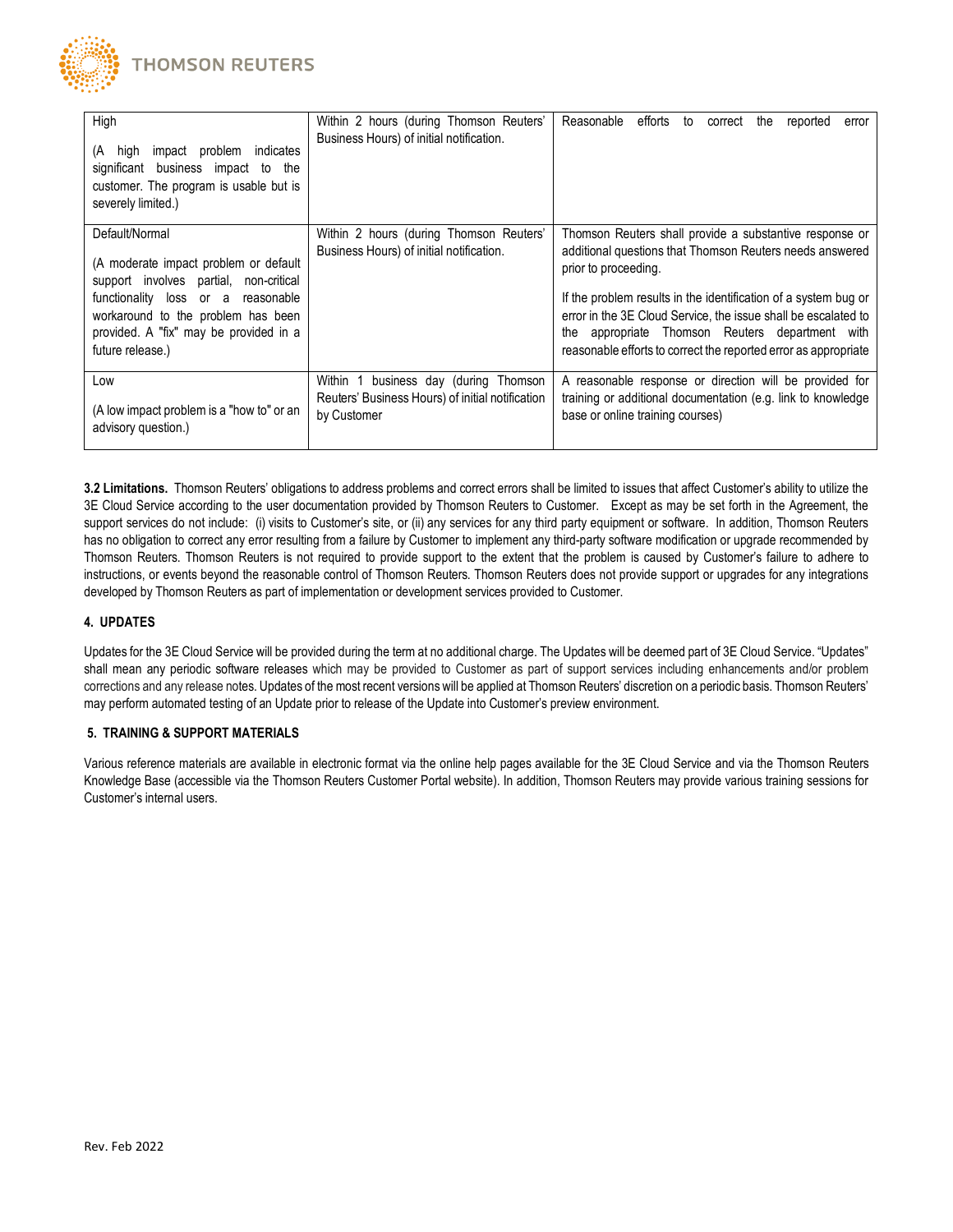| | | |
|---|---|---|
| High<br><br>(A high impact problem indicates significant business impact to the customer. The program is usable but is severely limited.) | Within 2 hours (during Thomson Reuters' Business Hours) of initial notification. | Reasonable efforts to correct the reported error |
| Default/Normal<br><br>(A moderate impact problem or default support involves partial, non-critical functionality loss or a reasonable workaround to the problem has been provided. A "fix" may be provided in a future release.) | Within 2 hours (during Thomson Reuters' Business Hours) of initial notification. | Thomson Reuters shall provide a substantive response or additional questions that Thomson Reuters needs answered prior to proceeding.<br><br>If the problem results in the identification of a system bug or error in the 3E Cloud Service, the issue shall be escalated to the appropriate Thomson Reuters department with reasonable efforts to correct the reported error as appropriate |
| Low<br><br>(A low impact problem is a "how to" or an advisory question.) | Within 1 business day (during Thomson Reuters' Business Hours) of initial notification by Customer | A reasonable response or direction will be provided for training or additional documentation (e.g. link to knowledge base or online training courses) |

**3.2 Limitations.** Thomson Reuters' obligations to address problems and correct errors shall be limited to issues that affect Customer's ability to utilize the 3E Cloud Service according to the user documentation provided by Thomson Reuters to Customer. Except as may be set forth in the Agreement, the support services do not include: (i) visits to Customer's site, or (ii) any services for any third party equipment or software. In addition, Thomson Reuters has no obligation to correct any error resulting from a failure by Customer to implement any third-party software modification or upgrade recommended by Thomson Reuters. Thomson Reuters is not required to provide support to the extent that the problem is caused by Customer's failure to adhere to instructions, or events beyond the reasonable control of Thomson Reuters. Thomson Reuters does not provide support or upgrades for any integrations developed by Thomson Reuters as part of implementation or development services provided to Customer.

## 4. UPDATES

Updates for the 3E Cloud Service will be provided during the term at no additional charge. The Updates will be deemed part of 3E Cloud Service. "Updates" shall mean any periodic software releases which may be provided to Customer as part of support services including enhancements and/or problem corrections and any release notes. Updates of the most recent versions will be applied at Thomson Reuters' discretion on a periodic basis. Thomson Reuters' may perform automated testing of an Update prior to release of the Update into Customer's preview environment.

## 5. TRAINING & SUPPORT MATERIALS

Various reference materials are available in electronic format via the online help pages available for the 3E Cloud Service and via the Thomson Reuters Knowledge Base (accessible via the Thomson Reuters Customer Portal website). In addition, Thomson Reuters may provide various training sessions for Customer's internal users.